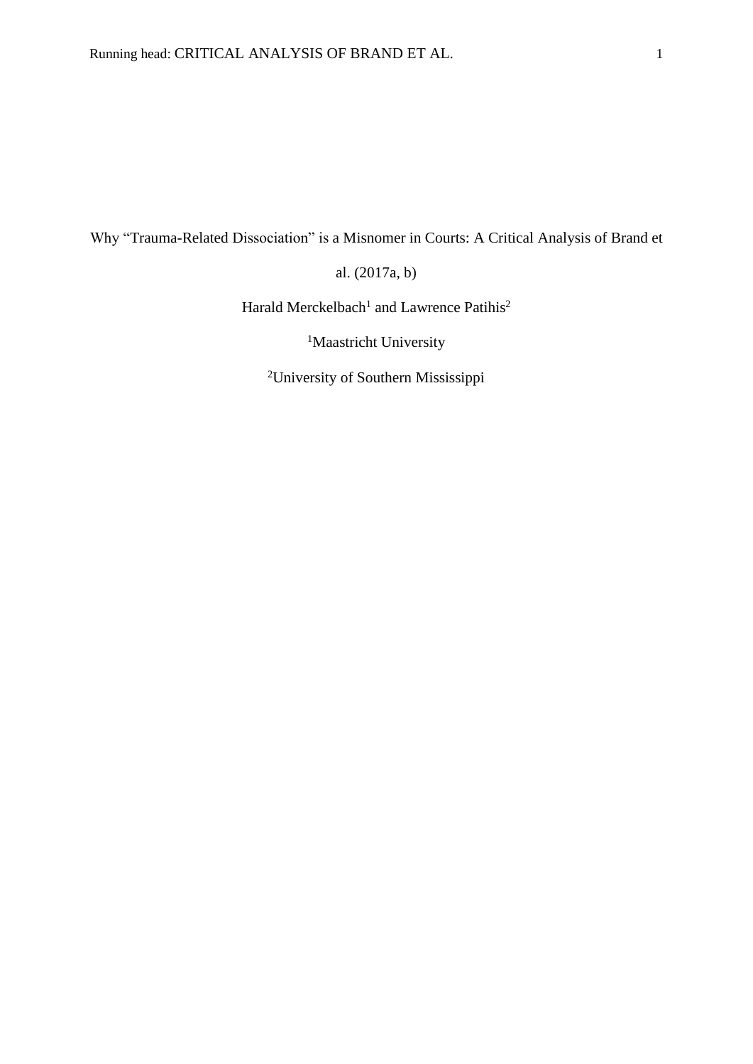# Why "Trauma-Related Dissociation" is a Misnomer in Courts: A Critical Analysis of Brand et al. (2017a, b)

Harald Merckelbach[1] and Lawrence Patihis[2]

[1]Maastricht University

[2]University of Southern Mississippi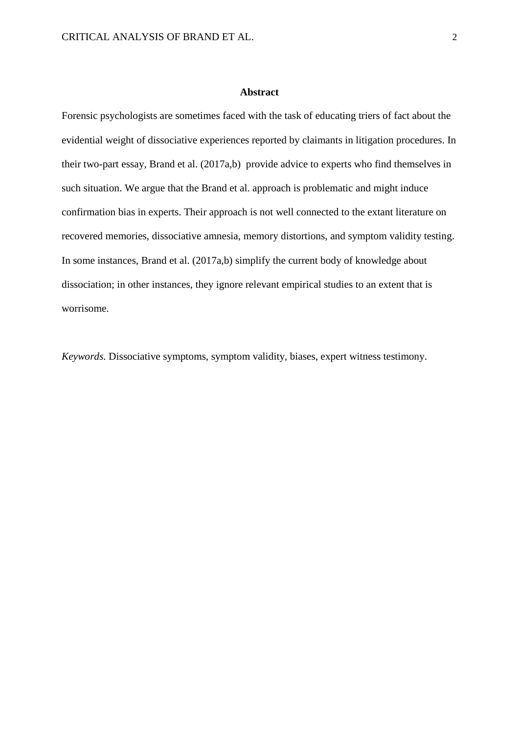# Abstract

Forensic psychologists are sometimes faced with the task of educating triers of fact about the evidential weight of dissociative experiences reported by claimants in litigation procedures. In their two-part essay, Brand et al. (2017a,b) provide advice to experts who find themselves in such situation. We argue that the Brand et al. approach is problematic and might induce confirmation bias in experts. Their approach is not well connected to the extant literature on recovered memories, dissociative amnesia, memory distortions, and symptom validity testing. In some instances, Brand et al. (2017a,b) simplify the current body of knowledge about dissociation; in other instances, they ignore relevant empirical studies to an extent that is worrisome.

*Keywords*. Dissociative symptoms, symptom validity, biases, expert witness testimony.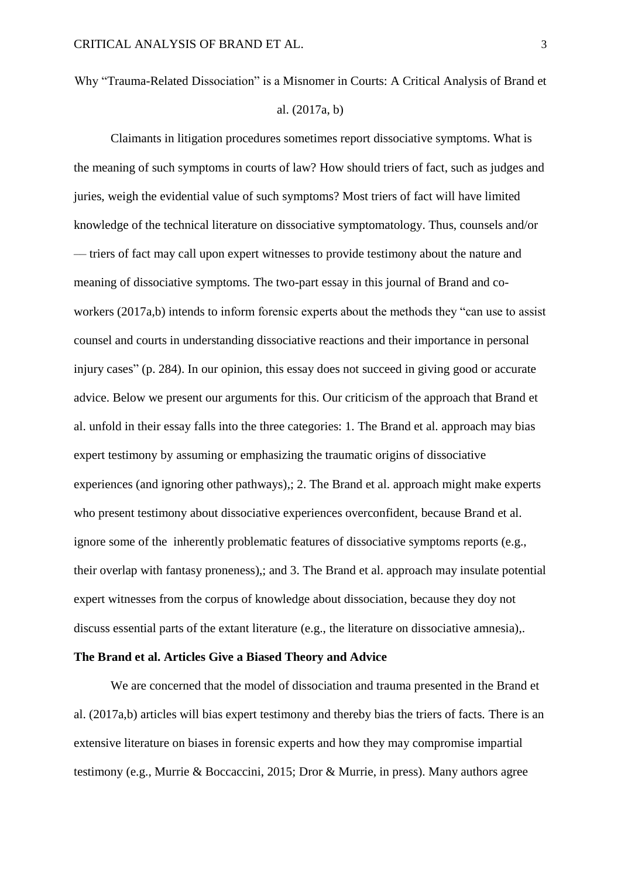Why “Trauma-Related Dissociation” is a Misnomer in Courts: A Critical Analysis of Brand et al. (2017a, b)

Claimants in litigation procedures sometimes report dissociative symptoms. What is the meaning of such symptoms in courts of law? How should triers of fact, such as judges and juries, weigh the evidential value of such symptoms? Most triers of fact will have limited knowledge of the technical literature on dissociative symptomatology. Thus, counsels and/or — triers of fact may call upon expert witnesses to provide testimony about the nature and meaning of dissociative symptoms. The two-part essay in this journal of Brand and co-workers (2017a,b) intends to inform forensic experts about the methods they “can use to assist counsel and courts in understanding dissociative reactions and their importance in personal injury cases” (p. 284). In our opinion, this essay does not succeed in giving good or accurate advice. Below we present our arguments for this. Our criticism of the approach that Brand et al. unfold in their essay falls into the three categories: 1. The Brand et al. approach may bias expert testimony by assuming or emphasizing the traumatic origins of dissociative experiences (and ignoring other pathways),; 2. The Brand et al. approach might make experts who present testimony about dissociative experiences overconfident, because Brand et al. ignore some of the inherently problematic features of dissociative symptoms reports (e.g., their overlap with fantasy proneness),; and 3. The Brand et al. approach may insulate potential expert witnesses from the corpus of knowledge about dissociation, because they doy not discuss essential parts of the extant literature (e.g., the literature on dissociative amnesia),.

**The Brand et al. Articles Give a Biased Theory and Advice**

We are concerned that the model of dissociation and trauma presented in the Brand et al. (2017a,b) articles will bias expert testimony and thereby bias the triers of facts. There is an extensive literature on biases in forensic experts and how they may compromise impartial testimony (e.g., Murrie & Boccaccini, 2015; Dror & Murrie, in press). Many authors agree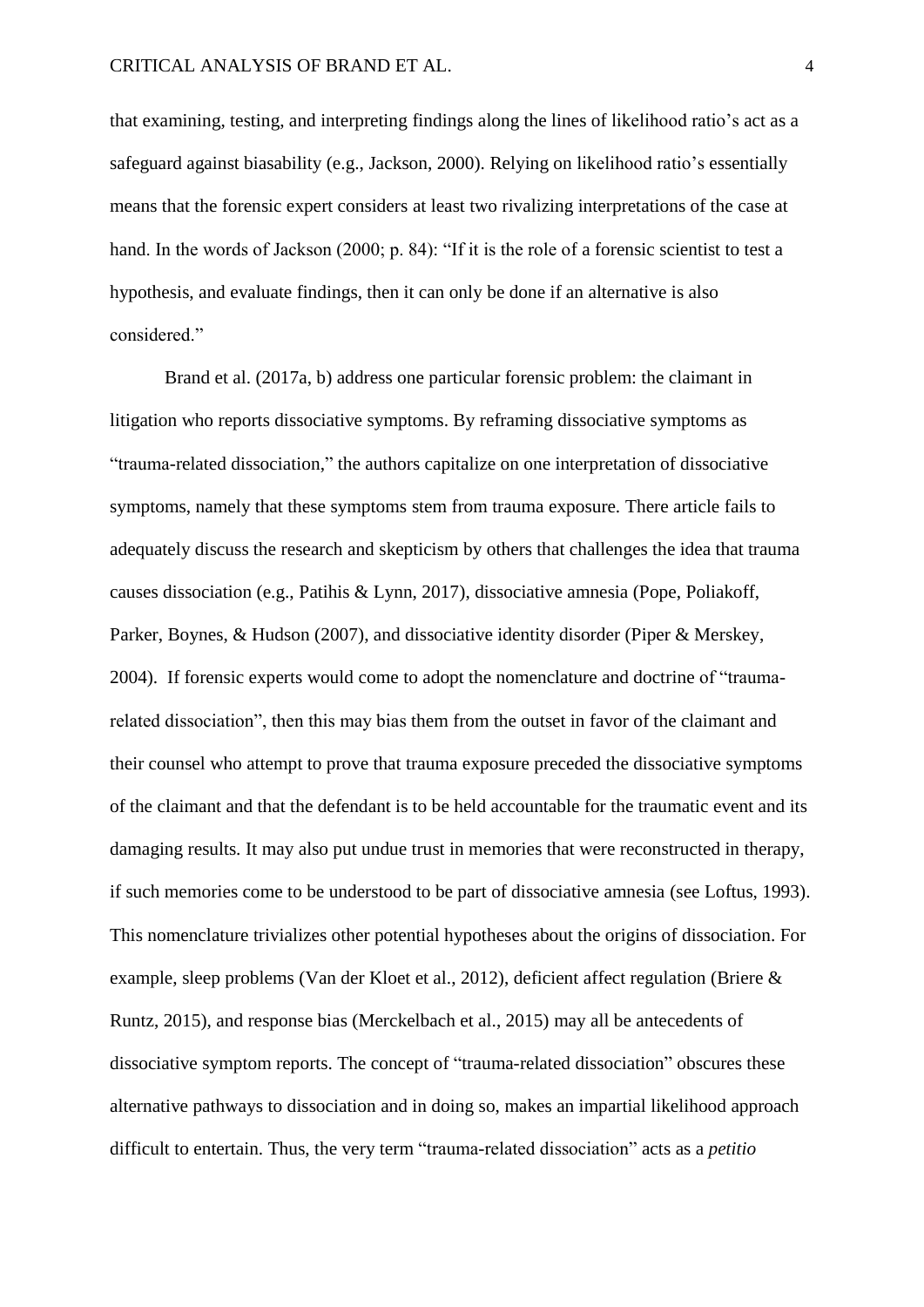that examining, testing, and interpreting findings along the lines of likelihood ratio's act as a safeguard against biasability (e.g., Jackson, 2000). Relying on likelihood ratio's essentially means that the forensic expert considers at least two rivalizing interpretations of the case at hand. In the words of Jackson (2000; p. 84): "If it is the role of a forensic scientist to test a hypothesis, and evaluate findings, then it can only be done if an alternative is also considered."

Brand et al. (2017a, b) address one particular forensic problem: the claimant in litigation who reports dissociative symptoms. By reframing dissociative symptoms as "trauma-related dissociation," the authors capitalize on one interpretation of dissociative symptoms, namely that these symptoms stem from trauma exposure. There article fails to adequately discuss the research and skepticism by others that challenges the idea that trauma causes dissociation (e.g., Patihis & Lynn, 2017), dissociative amnesia (Pope, Poliakoff, Parker, Boynes, & Hudson (2007), and dissociative identity disorder (Piper & Merskey, 2004). If forensic experts would come to adopt the nomenclature and doctrine of "trauma-related dissociation", then this may bias them from the outset in favor of the claimant and their counsel who attempt to prove that trauma exposure preceded the dissociative symptoms of the claimant and that the defendant is to be held accountable for the traumatic event and its damaging results. It may also put undue trust in memories that were reconstructed in therapy, if such memories come to be understood to be part of dissociative amnesia (see Loftus, 1993). This nomenclature trivializes other potential hypotheses about the origins of dissociation. For example, sleep problems (Van der Kloet et al., 2012), deficient affect regulation (Briere & Runtz, 2015), and response bias (Merckelbach et al., 2015) may all be antecedents of dissociative symptom reports. The concept of "trauma-related dissociation" obscures these alternative pathways to dissociation and in doing so, makes an impartial likelihood approach difficult to entertain. Thus, the very term "trauma-related dissociation" acts as a *petitio*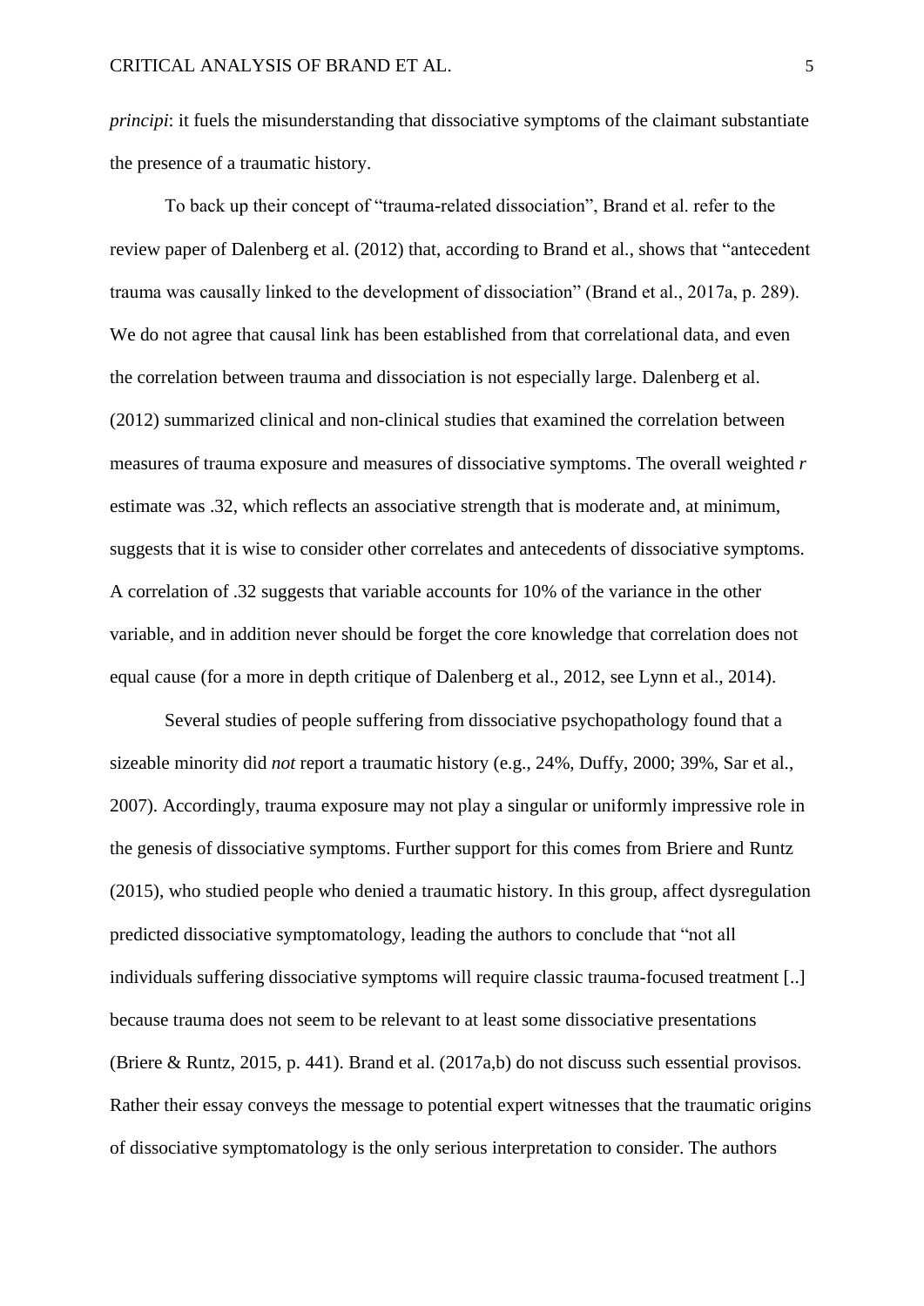*principi*: it fuels the misunderstanding that dissociative symptoms of the claimant substantiate the presence of a traumatic history.

To back up their concept of "trauma-related dissociation", Brand et al. refer to the review paper of Dalenberg et al. (2012) that, according to Brand et al., shows that "antecedent trauma was causally linked to the development of dissociation" (Brand et al., 2017a, p. 289). We do not agree that causal link has been established from that correlational data, and even the correlation between trauma and dissociation is not especially large. Dalenberg et al. (2012) summarized clinical and non-clinical studies that examined the correlation between measures of trauma exposure and measures of dissociative symptoms. The overall weighted $r$ estimate was .32, which reflects an associative strength that is moderate and, at minimum, suggests that it is wise to consider other correlates and antecedents of dissociative symptoms. A correlation of .32 suggests that variable accounts for 10% of the variance in the other variable, and in addition never should be forget the core knowledge that correlation does not equal cause (for a more in depth critique of Dalenberg et al., 2012, see Lynn et al., 2014).

Several studies of people suffering from dissociative psychopathology found that a sizeable minority did *not* report a traumatic history (e.g., 24%, Duffy, 2000; 39%, Sar et al., 2007). Accordingly, trauma exposure may not play a singular or uniformly impressive role in the genesis of dissociative symptoms. Further support for this comes from Briere and Runtz (2015), who studied people who denied a traumatic history. In this group, affect dysregulation predicted dissociative symptomatology, leading the authors to conclude that "not all individuals suffering dissociative symptoms will require classic trauma-focused treatment [..] because trauma does not seem to be relevant to at least some dissociative presentations (Briere & Runtz, 2015, p. 441). Brand et al. (2017a,b) do not discuss such essential provisos. Rather their essay conveys the message to potential expert witnesses that the traumatic origins of dissociative symptomatology is the only serious interpretation to consider. The authors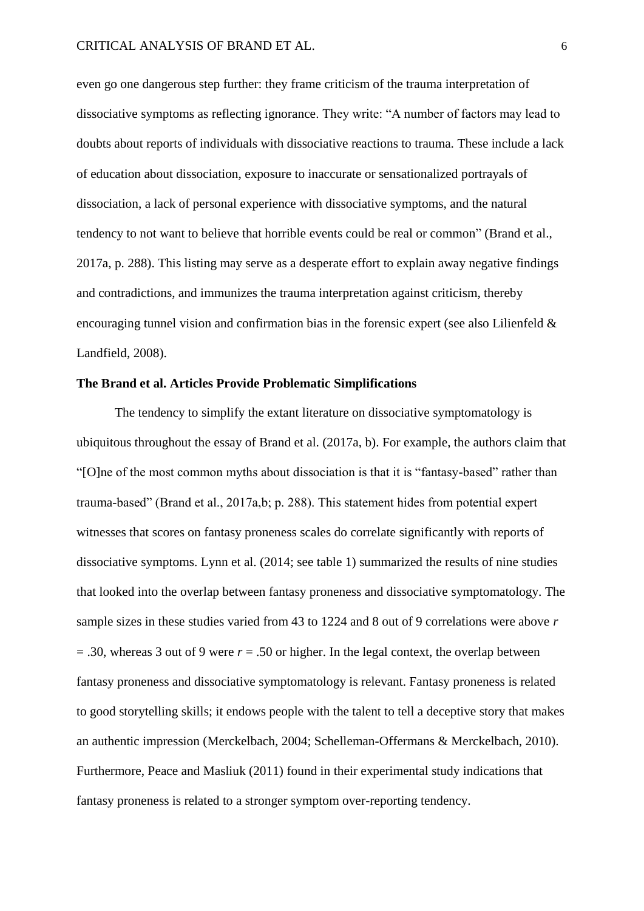even go one dangerous step further: they frame criticism of the trauma interpretation of dissociative symptoms as reflecting ignorance. They write: "A number of factors may lead to doubts about reports of individuals with dissociative reactions to trauma. These include a lack of education about dissociation, exposure to inaccurate or sensationalized portrayals of dissociation, a lack of personal experience with dissociative symptoms, and the natural tendency to not want to believe that horrible events could be real or common" (Brand et al., 2017a, p. 288). This listing may serve as a desperate effort to explain away negative findings and contradictions, and immunizes the trauma interpretation against criticism, thereby encouraging tunnel vision and confirmation bias in the forensic expert (see also Lilienfeld & Landfield, 2008).

**The Brand et al. Articles Provide Problematic Simplifications**

The tendency to simplify the extant literature on dissociative symptomatology is ubiquitous throughout the essay of Brand et al. (2017a, b). For example, the authors claim that "[O]ne of the most common myths about dissociation is that it is "fantasy-based" rather than trauma-based" (Brand et al., 2017a,b; p. 288). This statement hides from potential expert witnesses that scores on fantasy proneness scales do correlate significantly with reports of dissociative symptoms. Lynn et al. (2014; see table 1) summarized the results of nine studies that looked into the overlap between fantasy proneness and dissociative symptomatology. The sample sizes in these studies varied from 43 to 1224 and 8 out of 9 correlations were above $r = .30$, whereas 3 out of 9 were $r = .50$ or higher. In the legal context, the overlap between fantasy proneness and dissociative symptomatology is relevant. Fantasy proneness is related to good storytelling skills; it endows people with the talent to tell a deceptive story that makes an authentic impression (Merckelbach, 2004; Schelleman-Offermans & Merckelbach, 2010). Furthermore, Peace and Masliuk (2011) found in their experimental study indications that fantasy proneness is related to a stronger symptom over-reporting tendency.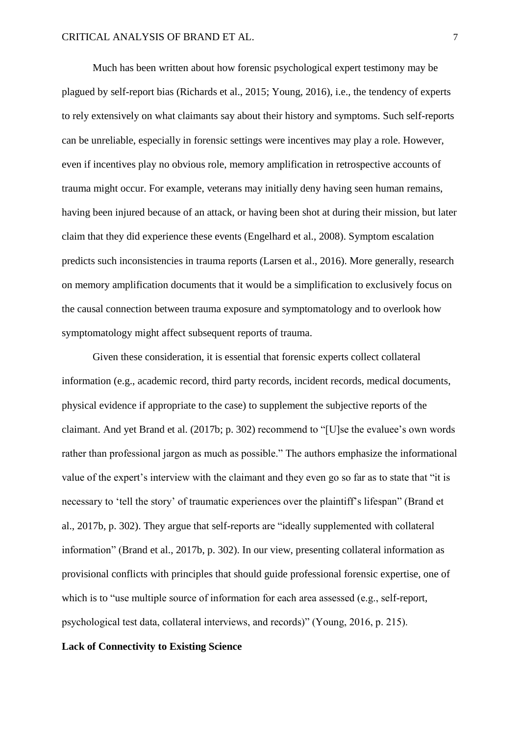Much has been written about how forensic psychological expert testimony may be plagued by self-report bias (Richards et al., 2015; Young, 2016), i.e., the tendency of experts to rely extensively on what claimants say about their history and symptoms. Such self-reports can be unreliable, especially in forensic settings were incentives may play a role. However, even if incentives play no obvious role, memory amplification in retrospective accounts of trauma might occur. For example, veterans may initially deny having seen human remains, having been injured because of an attack, or having been shot at during their mission, but later claim that they did experience these events (Engelhard et al., 2008). Symptom escalation predicts such inconsistencies in trauma reports (Larsen et al., 2016). More generally, research on memory amplification documents that it would be a simplification to exclusively focus on the causal connection between trauma exposure and symptomatology and to overlook how symptomatology might affect subsequent reports of trauma.

Given these consideration, it is essential that forensic experts collect collateral information (e.g., academic record, third party records, incident records, medical documents, physical evidence if appropriate to the case) to supplement the subjective reports of the claimant. And yet Brand et al. (2017b; p. 302) recommend to "[U]se the evaluee's own words rather than professional jargon as much as possible." The authors emphasize the informational value of the expert's interview with the claimant and they even go so far as to state that "it is necessary to 'tell the story' of traumatic experiences over the plaintiff's lifespan" (Brand et al., 2017b, p. 302). They argue that self-reports are "ideally supplemented with collateral information" (Brand et al., 2017b, p. 302). In our view, presenting collateral information as provisional conflicts with principles that should guide professional forensic expertise, one of which is to "use multiple source of information for each area assessed (e.g., self-report, psychological test data, collateral interviews, and records)" (Young, 2016, p. 215).

**Lack of Connectivity to Existing Science**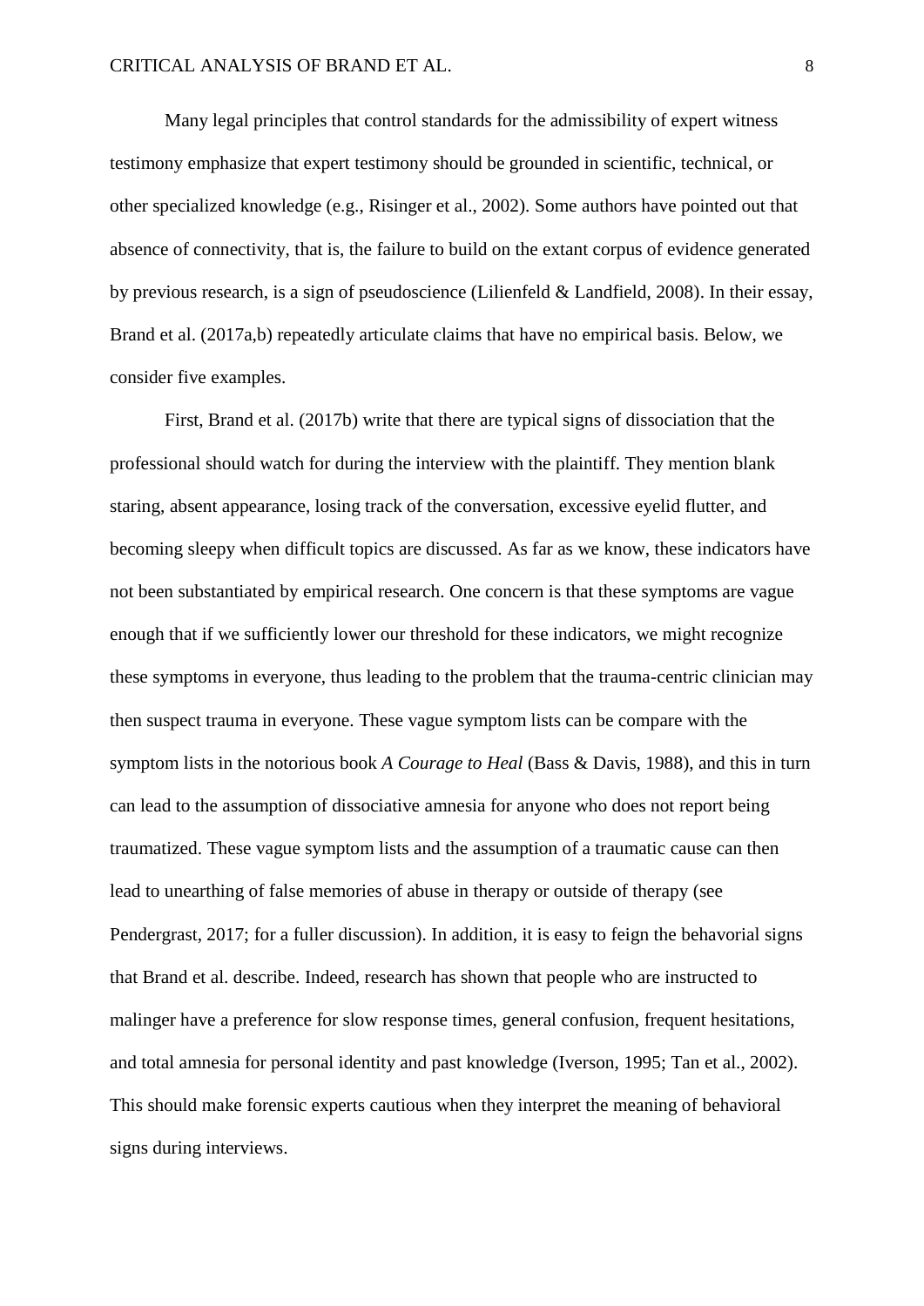Many legal principles that control standards for the admissibility of expert witness testimony emphasize that expert testimony should be grounded in scientific, technical, or other specialized knowledge (e.g., Risinger et al., 2002). Some authors have pointed out that absence of connectivity, that is, the failure to build on the extant corpus of evidence generated by previous research, is a sign of pseudoscience (Lilienfeld & Landfield, 2008). In their essay, Brand et al. (2017a,b) repeatedly articulate claims that have no empirical basis. Below, we consider five examples.

First, Brand et al. (2017b) write that there are typical signs of dissociation that the professional should watch for during the interview with the plaintiff. They mention blank staring, absent appearance, losing track of the conversation, excessive eyelid flutter, and becoming sleepy when difficult topics are discussed. As far as we know, these indicators have not been substantiated by empirical research. One concern is that these symptoms are vague enough that if we sufficiently lower our threshold for these indicators, we might recognize these symptoms in everyone, thus leading to the problem that the trauma-centric clinician may then suspect trauma in everyone. These vague symptom lists can be compare with the symptom lists in the notorious book *A Courage to Heal* (Bass & Davis, 1988), and this in turn can lead to the assumption of dissociative amnesia for anyone who does not report being traumatized. These vague symptom lists and the assumption of a traumatic cause can then lead to unearthing of false memories of abuse in therapy or outside of therapy (see Pendergrast, 2017; for a fuller discussion). In addition, it is easy to feign the behavorial signs that Brand et al. describe. Indeed, research has shown that people who are instructed to malinger have a preference for slow response times, general confusion, frequent hesitations, and total amnesia for personal identity and past knowledge (Iverson, 1995; Tan et al., 2002). This should make forensic experts cautious when they interpret the meaning of behavioral signs during interviews.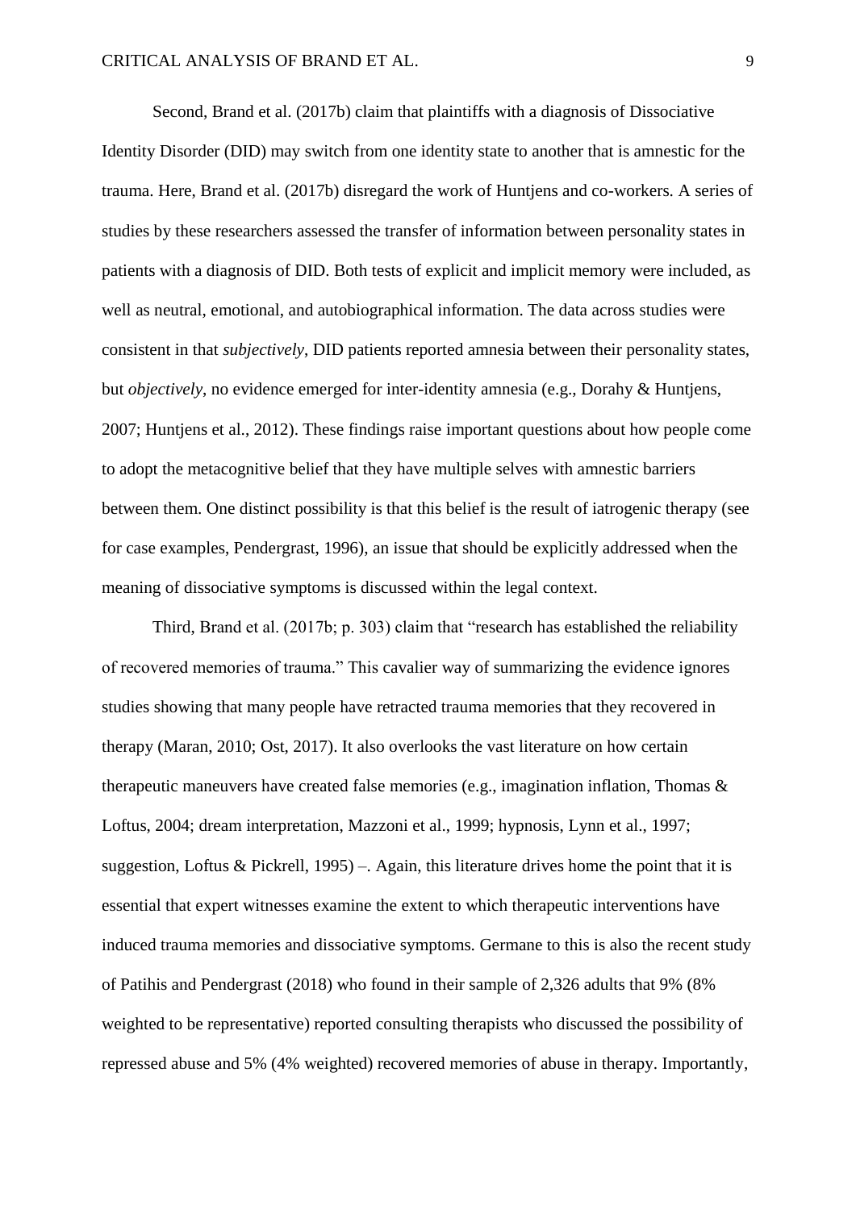Second, Brand et al. (2017b) claim that plaintiffs with a diagnosis of Dissociative Identity Disorder (DID) may switch from one identity state to another that is amnestic for the trauma. Here, Brand et al. (2017b) disregard the work of Huntjens and co-workers. A series of studies by these researchers assessed the transfer of information between personality states in patients with a diagnosis of DID. Both tests of explicit and implicit memory were included, as well as neutral, emotional, and autobiographical information. The data across studies were consistent in that *subjectively*, DID patients reported amnesia between their personality states, but *objectively*, no evidence emerged for inter-identity amnesia (e.g., Dorahy & Huntjens, 2007; Huntjens et al., 2012). These findings raise important questions about how people come to adopt the metacognitive belief that they have multiple selves with amnestic barriers between them. One distinct possibility is that this belief is the result of iatrogenic therapy (see for case examples, Pendergrast, 1996), an issue that should be explicitly addressed when the meaning of dissociative symptoms is discussed within the legal context.

Third, Brand et al. (2017b; p. 303) claim that "research has established the reliability of recovered memories of trauma." This cavalier way of summarizing the evidence ignores studies showing that many people have retracted trauma memories that they recovered in therapy (Maran, 2010; Ost, 2017). It also overlooks the vast literature on how certain therapeutic maneuvers have created false memories (e.g., imagination inflation, Thomas & Loftus, 2004; dream interpretation, Mazzoni et al., 1999; hypnosis, Lynn et al., 1997; suggestion, Loftus & Pickrell, 1995) –. Again, this literature drives home the point that it is essential that expert witnesses examine the extent to which therapeutic interventions have induced trauma memories and dissociative symptoms. Germane to this is also the recent study of Patihis and Pendergrast (2018) who found in their sample of 2,326 adults that 9% (8% weighted to be representative) reported consulting therapists who discussed the possibility of repressed abuse and 5% (4% weighted) recovered memories of abuse in therapy. Importantly,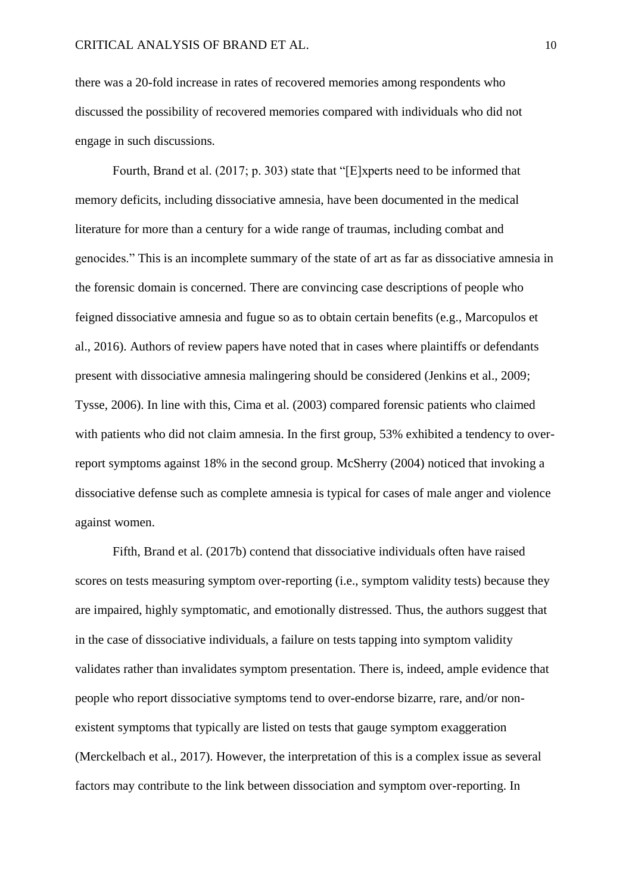there was a 20-fold increase in rates of recovered memories among respondents who discussed the possibility of recovered memories compared with individuals who did not engage in such discussions.

Fourth, Brand et al. (2017; p. 303) state that "[E]xperts need to be informed that memory deficits, including dissociative amnesia, have been documented in the medical literature for more than a century for a wide range of traumas, including combat and genocides." This is an incomplete summary of the state of art as far as dissociative amnesia in the forensic domain is concerned. There are convincing case descriptions of people who feigned dissociative amnesia and fugue so as to obtain certain benefits (e.g., Marcopulos et al., 2016). Authors of review papers have noted that in cases where plaintiffs or defendants present with dissociative amnesia malingering should be considered (Jenkins et al., 2009; Tysse, 2006). In line with this, Cima et al. (2003) compared forensic patients who claimed with patients who did not claim amnesia. In the first group, 53% exhibited a tendency to over-report symptoms against 18% in the second group. McSherry (2004) noticed that invoking a dissociative defense such as complete amnesia is typical for cases of male anger and violence against women.

Fifth, Brand et al. (2017b) contend that dissociative individuals often have raised scores on tests measuring symptom over-reporting (i.e., symptom validity tests) because they are impaired, highly symptomatic, and emotionally distressed. Thus, the authors suggest that in the case of dissociative individuals, a failure on tests tapping into symptom validity validates rather than invalidates symptom presentation. There is, indeed, ample evidence that people who report dissociative symptoms tend to over-endorse bizarre, rare, and/or non-existent symptoms that typically are listed on tests that gauge symptom exaggeration (Merckelbach et al., 2017). However, the interpretation of this is a complex issue as several factors may contribute to the link between dissociation and symptom over-reporting. In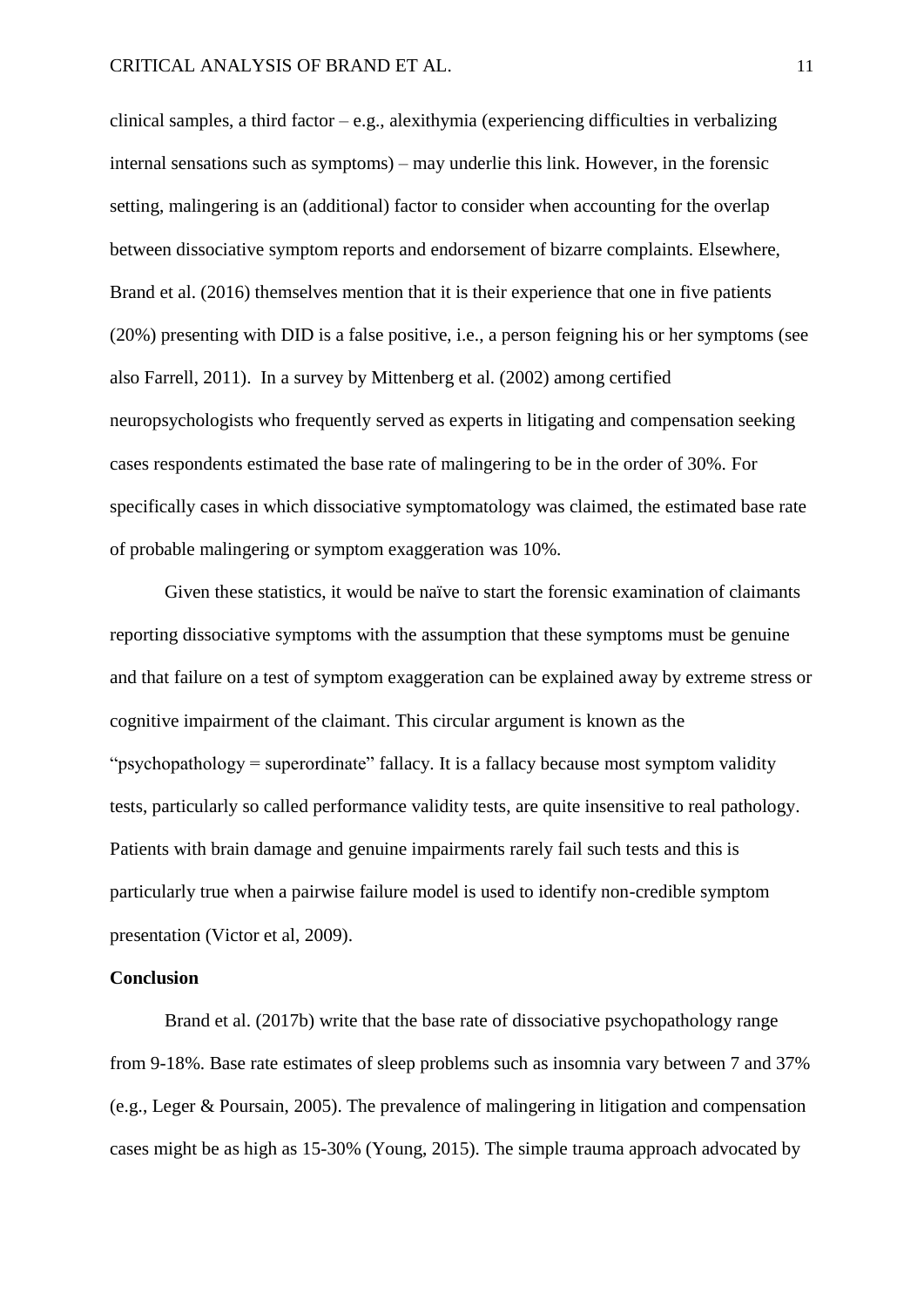clinical samples, a third factor – e.g., alexithymia (experiencing difficulties in verbalizing internal sensations such as symptoms) – may underlie this link. However, in the forensic setting, malingering is an (additional) factor to consider when accounting for the overlap between dissociative symptom reports and endorsement of bizarre complaints. Elsewhere, Brand et al. (2016) themselves mention that it is their experience that one in five patients (20%) presenting with DID is a false positive, i.e., a person feigning his or her symptoms (see also Farrell, 2011). In a survey by Mittenberg et al. (2002) among certified neuropsychologists who frequently served as experts in litigating and compensation seeking cases respondents estimated the base rate of malingering to be in the order of 30%. For specifically cases in which dissociative symptomatology was claimed, the estimated base rate of probable malingering or symptom exaggeration was 10%.

Given these statistics, it would be naïve to start the forensic examination of claimants reporting dissociative symptoms with the assumption that these symptoms must be genuine and that failure on a test of symptom exaggeration can be explained away by extreme stress or cognitive impairment of the claimant. This circular argument is known as the "psychopathology = superordinate" fallacy. It is a fallacy because most symptom validity tests, particularly so called performance validity tests, are quite insensitive to real pathology. Patients with brain damage and genuine impairments rarely fail such tests and this is particularly true when a pairwise failure model is used to identify non-credible symptom presentation (Victor et al, 2009).

**Conclusion**

Brand et al. (2017b) write that the base rate of dissociative psychopathology range from 9-18%. Base rate estimates of sleep problems such as insomnia vary between 7 and 37% (e.g., Leger & Poursain, 2005). The prevalence of malingering in litigation and compensation cases might be as high as 15-30% (Young, 2015). The simple trauma approach advocated by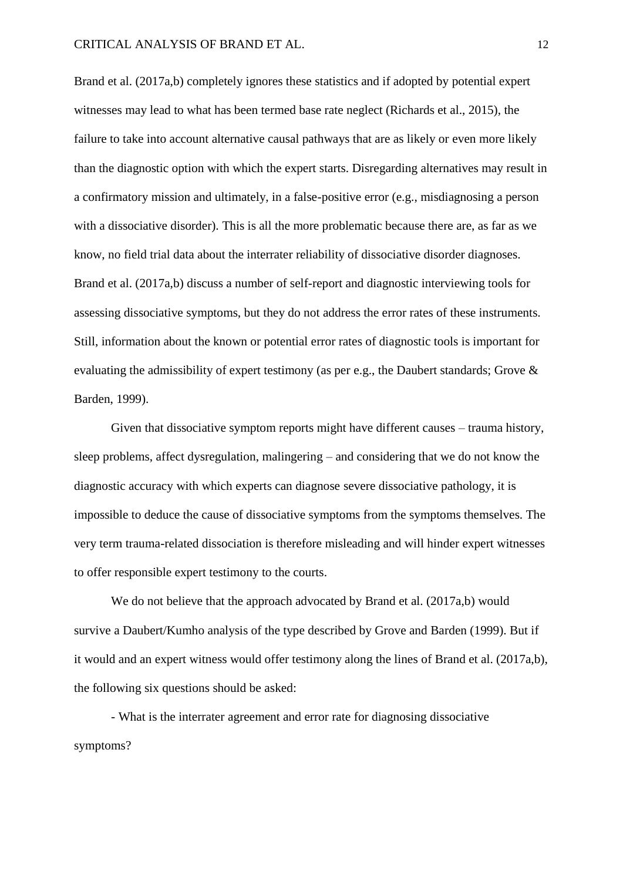Brand et al. (2017a,b) completely ignores these statistics and if adopted by potential expert witnesses may lead to what has been termed base rate neglect (Richards et al., 2015), the failure to take into account alternative causal pathways that are as likely or even more likely than the diagnostic option with which the expert starts. Disregarding alternatives may result in a confirmatory mission and ultimately, in a false-positive error (e.g., misdiagnosing a person with a dissociative disorder). This is all the more problematic because there are, as far as we know, no field trial data about the interrater reliability of dissociative disorder diagnoses. Brand et al. (2017a,b) discuss a number of self-report and diagnostic interviewing tools for assessing dissociative symptoms, but they do not address the error rates of these instruments. Still, information about the known or potential error rates of diagnostic tools is important for evaluating the admissibility of expert testimony (as per e.g., the Daubert standards; Grove & Barden, 1999).

Given that dissociative symptom reports might have different causes – trauma history, sleep problems, affect dysregulation, malingering – and considering that we do not know the diagnostic accuracy with which experts can diagnose severe dissociative pathology, it is impossible to deduce the cause of dissociative symptoms from the symptoms themselves. The very term trauma-related dissociation is therefore misleading and will hinder expert witnesses to offer responsible expert testimony to the courts.

We do not believe that the approach advocated by Brand et al. (2017a,b) would survive a Daubert/Kumho analysis of the type described by Grove and Barden (1999). But if it would and an expert witness would offer testimony along the lines of Brand et al. (2017a,b), the following six questions should be asked:

- What is the interrater agreement and error rate for diagnosing dissociative symptoms?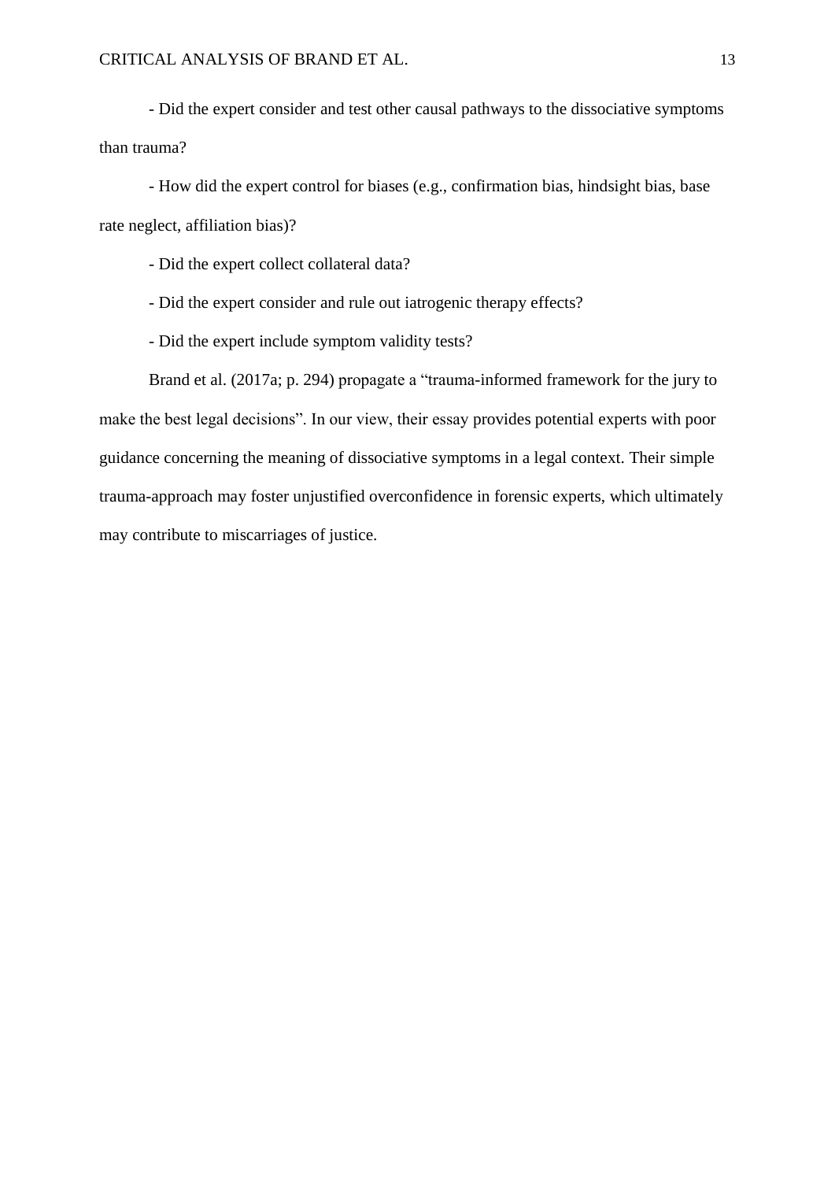- Did the expert consider and test other causal pathways to the dissociative symptoms than trauma?

- How did the expert control for biases (e.g., confirmation bias, hindsight bias, base rate neglect, affiliation bias)?

- Did the expert collect collateral data?

- Did the expert consider and rule out iatrogenic therapy effects?

- Did the expert include symptom validity tests?

Brand et al. (2017a; p. 294) propagate a "trauma-informed framework for the jury to make the best legal decisions". In our view, their essay provides potential experts with poor guidance concerning the meaning of dissociative symptoms in a legal context. Their simple trauma-approach may foster unjustified overconfidence in forensic experts, which ultimately may contribute to miscarriages of justice.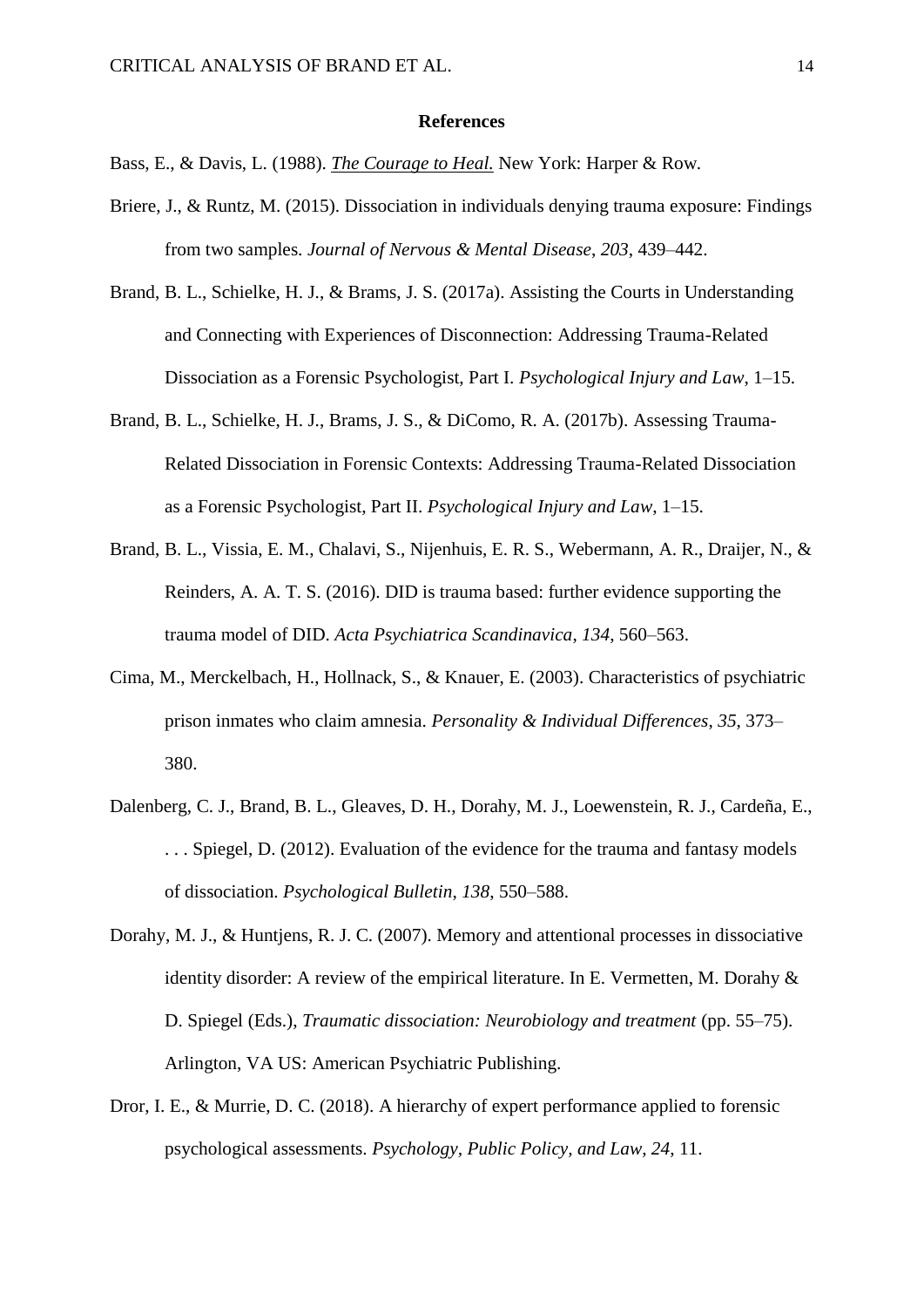**References**

Bass, E., & Davis, L. (1988). *The Courage to Heal.* New York: Harper & Row.

Briere, J., & Runtz, M. (2015). Dissociation in individuals denying trauma exposure: Findings from two samples. *Journal of Nervous & Mental Disease*, *203*, 439–442.

Brand, B. L., Schielke, H. J., & Brams, J. S. (2017a). Assisting the Courts in Understanding and Connecting with Experiences of Disconnection: Addressing Trauma-Related Dissociation as a Forensic Psychologist, Part I. *Psychological Injury and Law*, 1–15.

Brand, B. L., Schielke, H. J., Brams, J. S., & DiComo, R. A. (2017b). Assessing Trauma-Related Dissociation in Forensic Contexts: Addressing Trauma-Related Dissociation as a Forensic Psychologist, Part II. *Psychological Injury and Law*, 1–15.

Brand, B. L., Vissia, E. M., Chalavi, S., Nijenhuis, E. R. S., Webermann, A. R., Draijer, N., & Reinders, A. A. T. S. (2016). DID is trauma based: further evidence supporting the trauma model of DID. *Acta Psychiatrica Scandinavica*, *134*, 560–563.

Cima, M., Merckelbach, H., Hollnack, S., & Knauer, E. (2003). Characteristics of psychiatric prison inmates who claim amnesia. *Personality & Individual Differences*, *35*, 373–380.

Dalenberg, C. J., Brand, B. L., Gleaves, D. H., Dorahy, M. J., Loewenstein, R. J., Cardeña, E., . . . Spiegel, D. (2012). Evaluation of the evidence for the trauma and fantasy models of dissociation. *Psychological Bulletin*, *138*, 550–588.

Dorahy, M. J., & Huntjens, R. J. C. (2007). Memory and attentional processes in dissociative identity disorder: A review of the empirical literature. In E. Vermetten, M. Dorahy & D. Spiegel (Eds.), *Traumatic dissociation: Neurobiology and treatment* (pp. 55–75). Arlington, VA US: American Psychiatric Publishing.

Dror, I. E., & Murrie, D. C. (2018). A hierarchy of expert performance applied to forensic psychological assessments. *Psychology, Public Policy, and Law*, *24*, 11.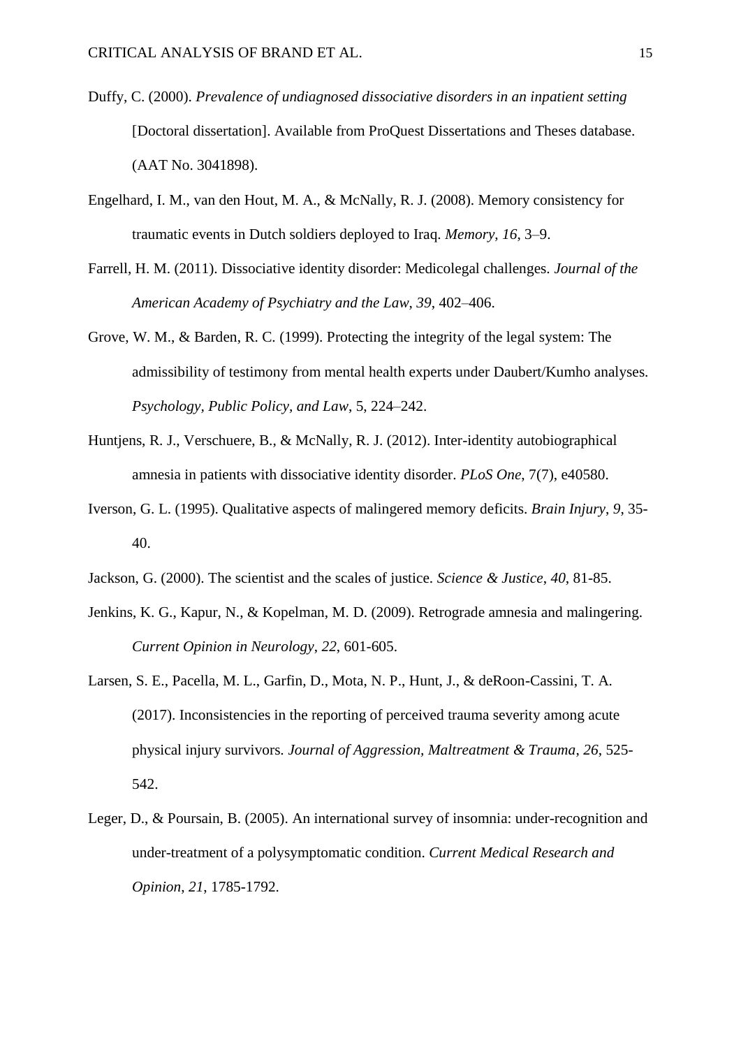Duffy, C. (2000). *Prevalence of undiagnosed dissociative disorders in an inpatient setting* [Doctoral dissertation]. Available from ProQuest Dissertations and Theses database. (AAT No. 3041898).

Engelhard, I. M., van den Hout, M. A., & McNally, R. J. (2008). Memory consistency for traumatic events in Dutch soldiers deployed to Iraq. *Memory*, *16*, 3–9.

Farrell, H. M. (2011). Dissociative identity disorder: Medicolegal challenges. *Journal of the American Academy of Psychiatry and the Law*, *39*, 402–406.

Grove, W. M., & Barden, R. C. (1999). Protecting the integrity of the legal system: The admissibility of testimony from mental health experts under Daubert/Kumho analyses. *Psychology, Public Policy, and Law*, 5, 224–242.

Huntjens, R. J., Verschuere, B., & McNally, R. J. (2012). Inter-identity autobiographical amnesia in patients with dissociative identity disorder. *PLoS One*, 7(7), e40580.

Iverson, G. L. (1995). Qualitative aspects of malingered memory deficits. *Brain Injury*, *9*, 35-40.

Jackson, G. (2000). The scientist and the scales of justice. *Science & Justice*, *40*, 81-85.

Jenkins, K. G., Kapur, N., & Kopelman, M. D. (2009). Retrograde amnesia and malingering. *Current Opinion in Neurology*, *22*, 601-605.

Larsen, S. E., Pacella, M. L., Garfin, D., Mota, N. P., Hunt, J., & deRoon-Cassini, T. A. (2017). Inconsistencies in the reporting of perceived trauma severity among acute physical injury survivors. *Journal of Aggression, Maltreatment & Trauma*, *26*, 525-542.

Leger, D., & Poursain, B. (2005). An international survey of insomnia: under-recognition and under-treatment of a polysymptomatic condition. *Current Medical Research and Opinion*, *21*, 1785-1792.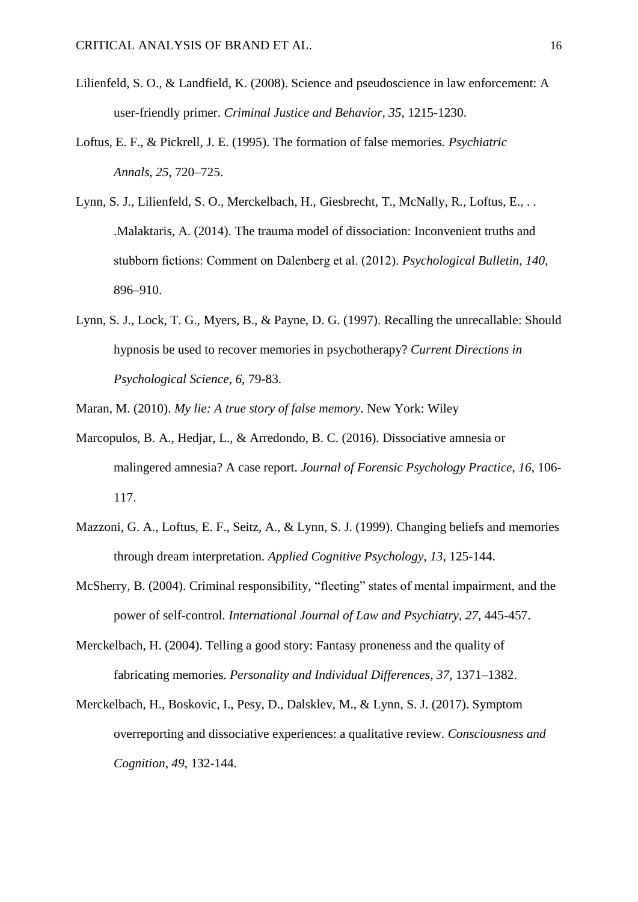Lilienfeld, S. O., & Landfield, K. (2008). Science and pseudoscience in law enforcement: A user-friendly primer. *Criminal Justice and Behavior*, *35*, 1215-1230.

Loftus, E. F., & Pickrell, J. E. (1995). The formation of false memories. *Psychiatric Annals*, *25*, 720–725.

Lynn, S. J., Lilienfeld, S. O., Merckelbach, H., Giesbrecht, T., McNally, R., Loftus, E., . . .Malaktaris, A. (2014). The trauma model of dissociation: Inconvenient truths and stubborn fictions: Comment on Dalenberg et al. (2012). *Psychological Bulletin*, *140*, 896–910.

Lynn, S. J., Lock, T. G., Myers, B., & Payne, D. G. (1997). Recalling the unrecallable: Should hypnosis be used to recover memories in psychotherapy? *Current Directions in Psychological Science*, *6*, 79-83.

Maran, M. (2010). *My lie: A true story of false memory*. New York: Wiley

Marcopulos, B. A., Hedjar, L., & Arredondo, B. C. (2016). Dissociative amnesia or malingered amnesia? A case report. *Journal of Forensic Psychology Practice*, *16*, 106-117.

Mazzoni, G. A., Loftus, E. F., Seitz, A., & Lynn, S. J. (1999). Changing beliefs and memories through dream interpretation. *Applied Cognitive Psychology*, *13*, 125-144.

McSherry, B. (2004). Criminal responsibility, "fleeting" states of mental impairment, and the power of self-control. *International Journal of Law and Psychiatry*, *27*, 445-457.

Merckelbach, H. (2004). Telling a good story: Fantasy proneness and the quality of fabricating memories. *Personality and Individual Differences*, *37*, 1371–1382.

Merckelbach, H., Boskovic, I., Pesy, D., Dalsklev, M., & Lynn, S. J. (2017). Symptom overreporting and dissociative experiences: a qualitative review. *Consciousness and Cognition*, *49*, 132-144.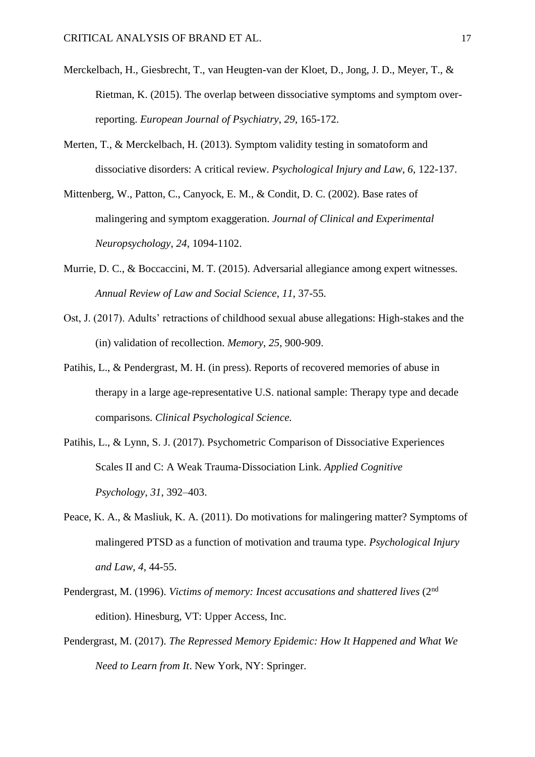Merckelbach, H., Giesbrecht, T., van Heugten-van der Kloet, D., Jong, J. D., Meyer, T., & Rietman, K. (2015). The overlap between dissociative symptoms and symptom over-reporting. *European Journal of Psychiatry*, *29*, 165-172.

Merten, T., & Merckelbach, H. (2013). Symptom validity testing in somatoform and dissociative disorders: A critical review. *Psychological Injury and Law*, *6*, 122-137.

Mittenberg, W., Patton, C., Canyock, E. M., & Condit, D. C. (2002). Base rates of malingering and symptom exaggeration. *Journal of Clinical and Experimental Neuropsychology*, *24*, 1094-1102.

Murrie, D. C., & Boccaccini, M. T. (2015). Adversarial allegiance among expert witnesses. *Annual Review of Law and Social Science*, *11*, 37-55.

Ost, J. (2017). Adults' retractions of childhood sexual abuse allegations: High-stakes and the (in) validation of recollection. *Memory*, *25*, 900-909.

Patihis, L., & Pendergrast, M. H. (in press). Reports of recovered memories of abuse in therapy in a large age-representative U.S. national sample: Therapy type and decade comparisons. *Clinical Psychological Science.*

Patihis, L., & Lynn, S. J. (2017). Psychometric Comparison of Dissociative Experiences Scales II and C: A Weak Trauma‐Dissociation Link. *Applied Cognitive Psychology*, *31*, 392–403.

Peace, K. A., & Masliuk, K. A. (2011). Do motivations for malingering matter? Symptoms of malingered PTSD as a function of motivation and trauma type. *Psychological Injury and Law*, *4*, 44-55.

Pendergrast, M. (1996). *Victims of memory: Incest accusations and shattered lives* (2nd edition). Hinesburg, VT: Upper Access, Inc.

Pendergrast, M. (2017). *The Repressed Memory Epidemic: How It Happened and What We Need to Learn from It*. New York, NY: Springer.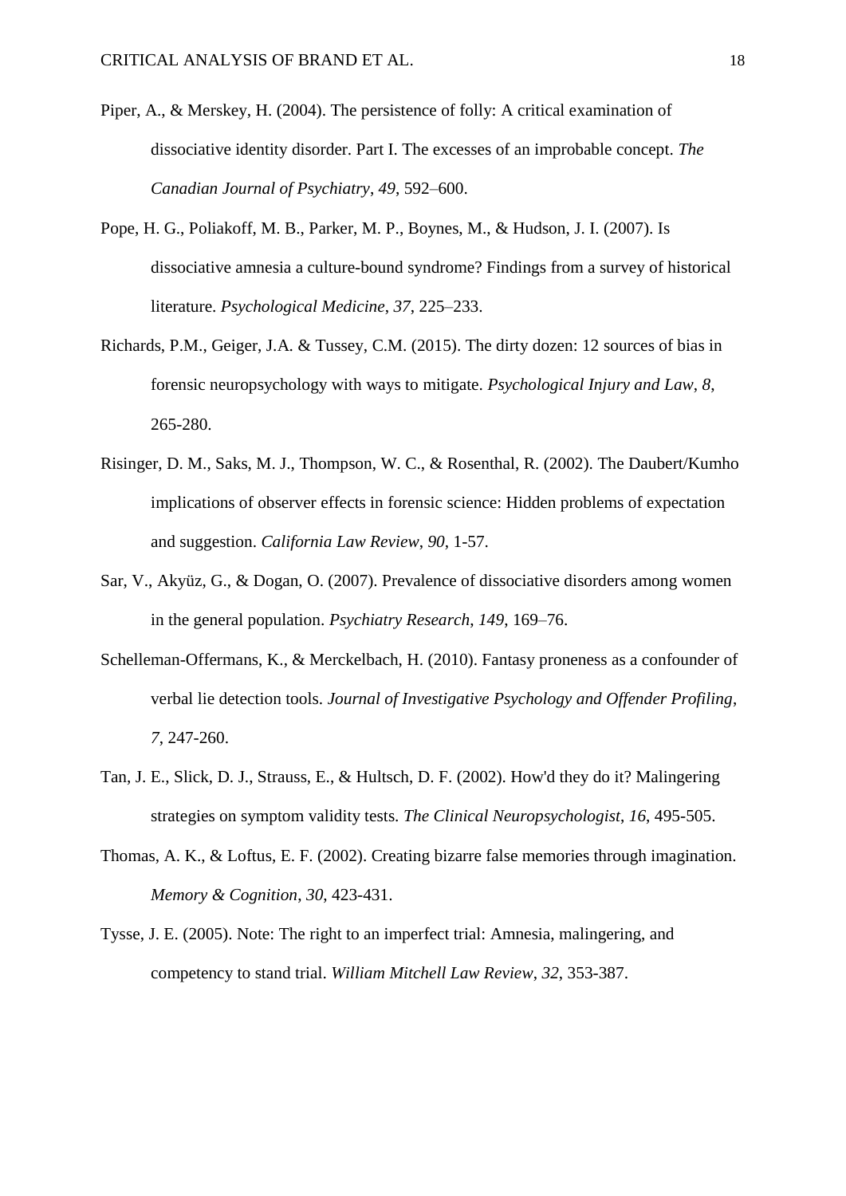Piper, A., & Merskey, H. (2004). The persistence of folly: A critical examination of dissociative identity disorder. Part I. The excesses of an improbable concept. *The Canadian Journal of Psychiatry*, *49*, 592–600.

Pope, H. G., Poliakoff, M. B., Parker, M. P., Boynes, M., & Hudson, J. I. (2007). Is dissociative amnesia a culture-bound syndrome? Findings from a survey of historical literature. *Psychological Medicine*, *37*, 225–233.

Richards, P.M., Geiger, J.A. & Tussey, C.M. (2015). The dirty dozen: 12 sources of bias in forensic neuropsychology with ways to mitigate. *Psychological Injury and Law*, *8*, 265-280.

Risinger, D. M., Saks, M. J., Thompson, W. C., & Rosenthal, R. (2002). The Daubert/Kumho implications of observer effects in forensic science: Hidden problems of expectation and suggestion. *California Law Review*, *90*, 1-57.

Sar, V., Akyüz, G., & Dogan, O. (2007). Prevalence of dissociative disorders among women in the general population. *Psychiatry Research*, *149*, 169–76.

Schelleman-Offermans, K., & Merckelbach, H. (2010). Fantasy proneness as a confounder of verbal lie detection tools. *Journal of Investigative Psychology and Offender Profiling*, *7*, 247-260.

Tan, J. E., Slick, D. J., Strauss, E., & Hultsch, D. F. (2002). How'd they do it? Malingering strategies on symptom validity tests. *The Clinical Neuropsychologist*, *16*, 495-505.

Thomas, A. K., & Loftus, E. F. (2002). Creating bizarre false memories through imagination. *Memory & Cognition*, *30*, 423-431.

Tysse, J. E. (2005). Note: The right to an imperfect trial: Amnesia, malingering, and competency to stand trial. *William Mitchell Law Review*, *32*, 353-387.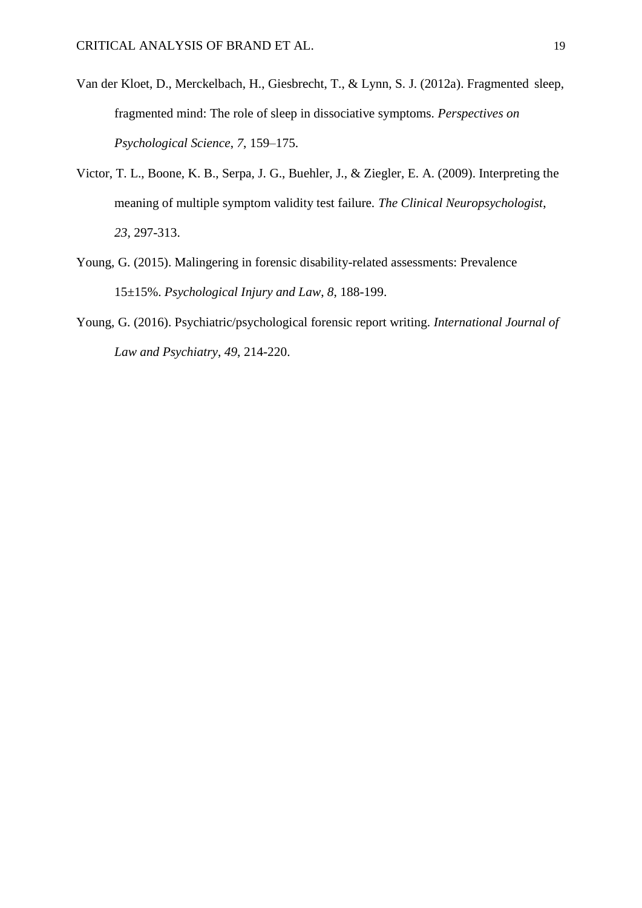Van der Kloet, D., Merckelbach, H., Giesbrecht, T., & Lynn, S. J. (2012a). Fragmented sleep, fragmented mind: The role of sleep in dissociative symptoms. *Perspectives on Psychological Science*, *7*, 159–175.

Victor, T. L., Boone, K. B., Serpa, J. G., Buehler, J., & Ziegler, E. A. (2009). Interpreting the meaning of multiple symptom validity test failure. *The Clinical Neuropsychologist*, *23*, 297-313.

Young, G. (2015). Malingering in forensic disability-related assessments: Prevalence 15±15%. *Psychological Injury and Law*, *8*, 188-199.

Young, G. (2016). Psychiatric/psychological forensic report writing. *International Journal of Law and Psychiatry*, *49*, 214-220.